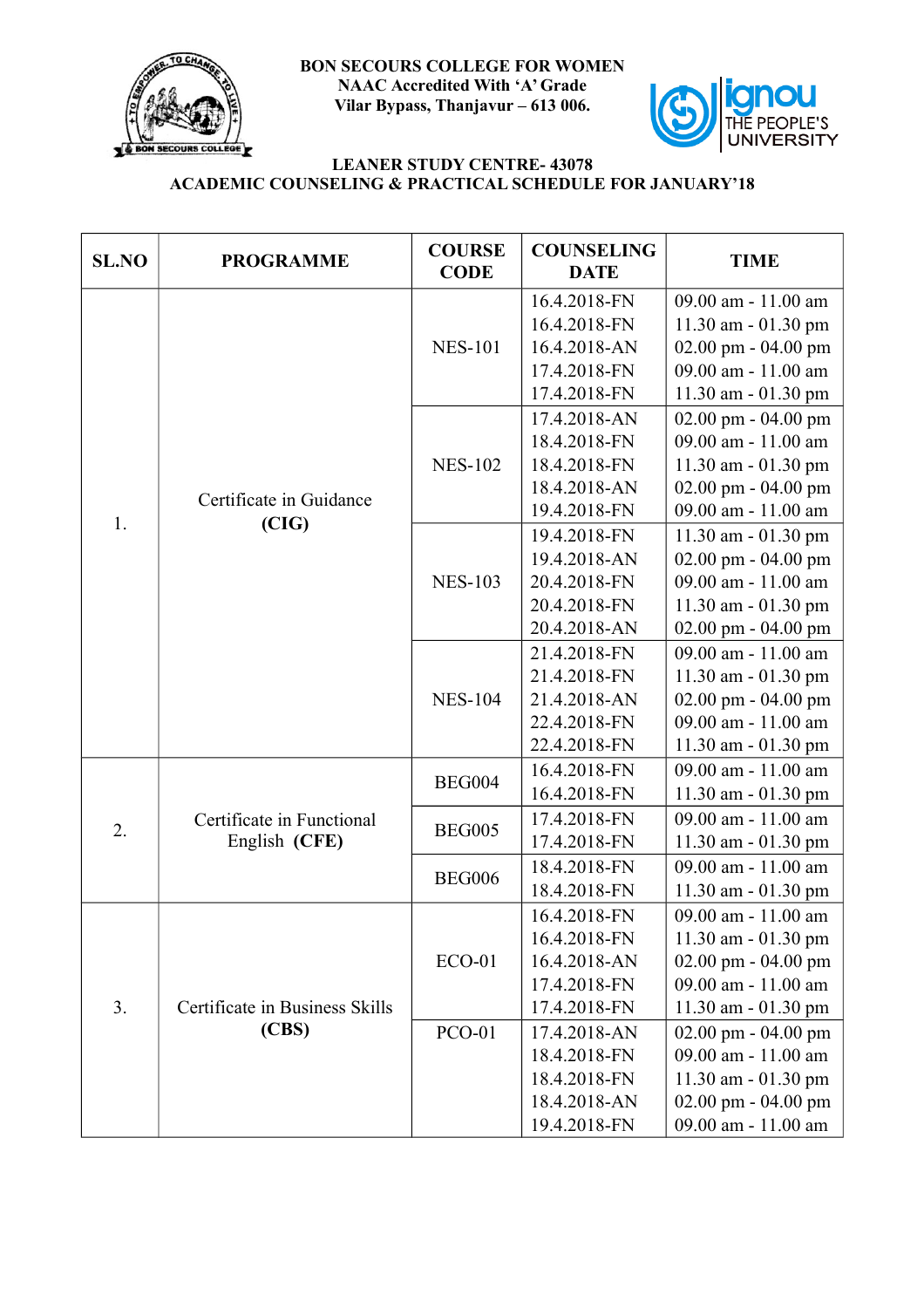**BON SECOURS COLLEGE FOR WOMEN**
**NAAC Accredited With 'A' Grade**
**Vilar Bypass, Thanjavur – 613 006.**

**LEANER STUDY CENTRE- 43078**
**ACADEMIC COUNSELING & PRACTICAL SCHEDULE FOR JANUARY'18**

| SL.NO | PROGRAMME | COURSE CODE | COUNSELING DATE | TIME |
|---|---|---|---|---|
| 1. | Certificate in Guidance **(CIG)** | NES-101 | 16.4.2018-FN | 09.00 am - 11.00 am |
| | | | 16.4.2018-FN | 11.30 am - 01.30 pm |
| | | | 16.4.2018-AN | 02.00 pm - 04.00 pm |
| | | | 17.4.2018-FN | 09.00 am - 11.00 am |
| | | | 17.4.2018-FN | 11.30 am - 01.30 pm |
| | | NES-102 | 17.4.2018-AN | 02.00 pm - 04.00 pm |
| | | | 18.4.2018-FN | 09.00 am - 11.00 am |
| | | | 18.4.2018-FN | 11.30 am - 01.30 pm |
| | | | 18.4.2018-AN | 02.00 pm - 04.00 pm |
| | | | 19.4.2018-FN | 09.00 am - 11.00 am |
| | | NES-103 | 19.4.2018-FN | 11.30 am - 01.30 pm |
| | | | 19.4.2018-AN | 02.00 pm - 04.00 pm |
| | | | 20.4.2018-FN | 09.00 am - 11.00 am |
| | | | 20.4.2018-FN | 11.30 am - 01.30 pm |
| | | | 20.4.2018-AN | 02.00 pm - 04.00 pm |
| | | NES-104 | 21.4.2018-FN | 09.00 am - 11.00 am |
| | | | 21.4.2018-FN | 11.30 am - 01.30 pm |
| | | | 21.4.2018-AN | 02.00 pm - 04.00 pm |
| | | | 22.4.2018-FN | 09.00 am - 11.00 am |
| | | | 22.4.2018-FN | 11.30 am - 01.30 pm |
| 2. | Certificate in Functional English **(CFE)** | BEG004 | 16.4.2018-FN | 09.00 am - 11.00 am |
| | | | 16.4.2018-FN | 11.30 am - 01.30 pm |
| | | BEG005 | 17.4.2018-FN | 09.00 am - 11.00 am |
| | | | 17.4.2018-FN | 11.30 am - 01.30 pm |
| | | BEG006 | 18.4.2018-FN | 09.00 am - 11.00 am |
| | | | 18.4.2018-FN | 11.30 am - 01.30 pm |
| 3. | Certificate in Business Skills **(CBS)** | ECO-01 | 16.4.2018-FN | 09.00 am - 11.00 am |
| | | | 16.4.2018-FN | 11.30 am - 01.30 pm |
| | | | 16.4.2018-AN | 02.00 pm - 04.00 pm |
| | | | 17.4.2018-FN | 09.00 am - 11.00 am |
| | | | 17.4.2018-FN | 11.30 am - 01.30 pm |
| | | PCO-01 | 17.4.2018-AN | 02.00 pm - 04.00 pm |
| | | | 18.4.2018-FN | 09.00 am - 11.00 am |
| | | | 18.4.2018-FN | 11.30 am - 01.30 pm |
| | | | 18.4.2018-AN | 02.00 pm - 04.00 pm |
| | | | 19.4.2018-FN | 09.00 am - 11.00 am |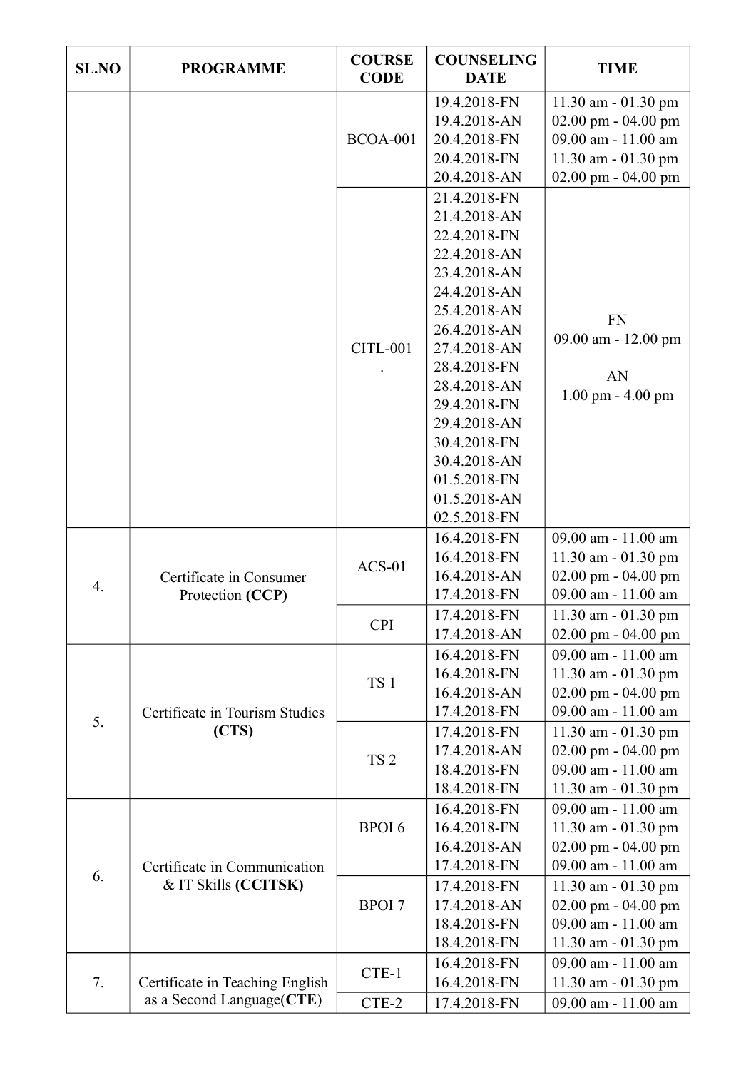| SL.NO | PROGRAMME | COURSE CODE | COUNSELING DATE | TIME |
|---|---|---|---|---|
| | | BCOA-001 | 19.4.2018-FN<br>19.4.2018-AN<br>20.4.2018-FN<br>20.4.2018-FN<br>20.4.2018-AN | 11.30 am - 01.30 pm<br>02.00 pm - 04.00 pm<br>09.00 am - 11.00 am<br>11.30 am - 01.30 pm<br>02.00 pm - 04.00 pm |
| | | CITL-001<br>. | 21.4.2018-FN<br>21.4.2018-AN<br>22.4.2018-FN<br>22.4.2018-AN<br>23.4.2018-AN<br>24.4.2018-AN<br>25.4.2018-AN<br>26.4.2018-AN<br>27.4.2018-AN<br>28.4.2018-FN<br>28.4.2018-AN<br>29.4.2018-FN<br>29.4.2018-AN<br>30.4.2018-FN<br>30.4.2018-AN<br>01.5.2018-FN<br>01.5.2018-AN<br>02.5.2018-FN | FN<br>09.00 am - 12.00 pm<br><br>AN<br>1.00 pm - 4.00 pm |
| 4. | Certificate in Consumer Protection **(CCP)** | ACS-01 | 16.4.2018-FN<br>16.4.2018-FN<br>16.4.2018-AN<br>17.4.2018-FN | 09.00 am - 11.00 am<br>11.30 am - 01.30 pm<br>02.00 pm - 04.00 pm<br>09.00 am - 11.00 am |
| | | CPI | 17.4.2018-FN<br>17.4.2018-AN | 11.30 am - 01.30 pm<br>02.00 pm - 04.00 pm |
| 5. | Certificate in Tourism Studies **(CTS)** | TS 1 | 16.4.2018-FN<br>16.4.2018-FN<br>16.4.2018-AN<br>17.4.2018-FN | 09.00 am - 11.00 am<br>11.30 am - 01.30 pm<br>02.00 pm - 04.00 pm<br>09.00 am - 11.00 am |
| | | TS 2 | 17.4.2018-FN<br>17.4.2018-AN<br>18.4.2018-FN<br>18.4.2018-FN | 11.30 am - 01.30 pm<br>02.00 pm - 04.00 pm<br>09.00 am - 11.00 am<br>11.30 am - 01.30 pm |
| 6. | Certificate in Communication & IT Skills **(CCITSK)** | BPOI 6 | 16.4.2018-FN<br>16.4.2018-FN<br>16.4.2018-AN<br>17.4.2018-FN | 09.00 am - 11.00 am<br>11.30 am - 01.30 pm<br>02.00 pm - 04.00 pm<br>09.00 am - 11.00 am |
| | | BPOI 7 | 17.4.2018-FN<br>17.4.2018-AN<br>18.4.2018-FN<br>18.4.2018-FN | 11.30 am - 01.30 pm<br>02.00 pm - 04.00 pm<br>09.00 am - 11.00 am<br>11.30 am - 01.30 pm |
| 7. | Certificate in Teaching English as a Second Language(**CTE**) | CTE-1 | 16.4.2018-FN<br>16.4.2018-FN | 09.00 am - 11.00 am<br>11.30 am - 01.30 pm |
| | | CTE-2 | 17.4.2018-FN | 09.00 am - 11.00 am |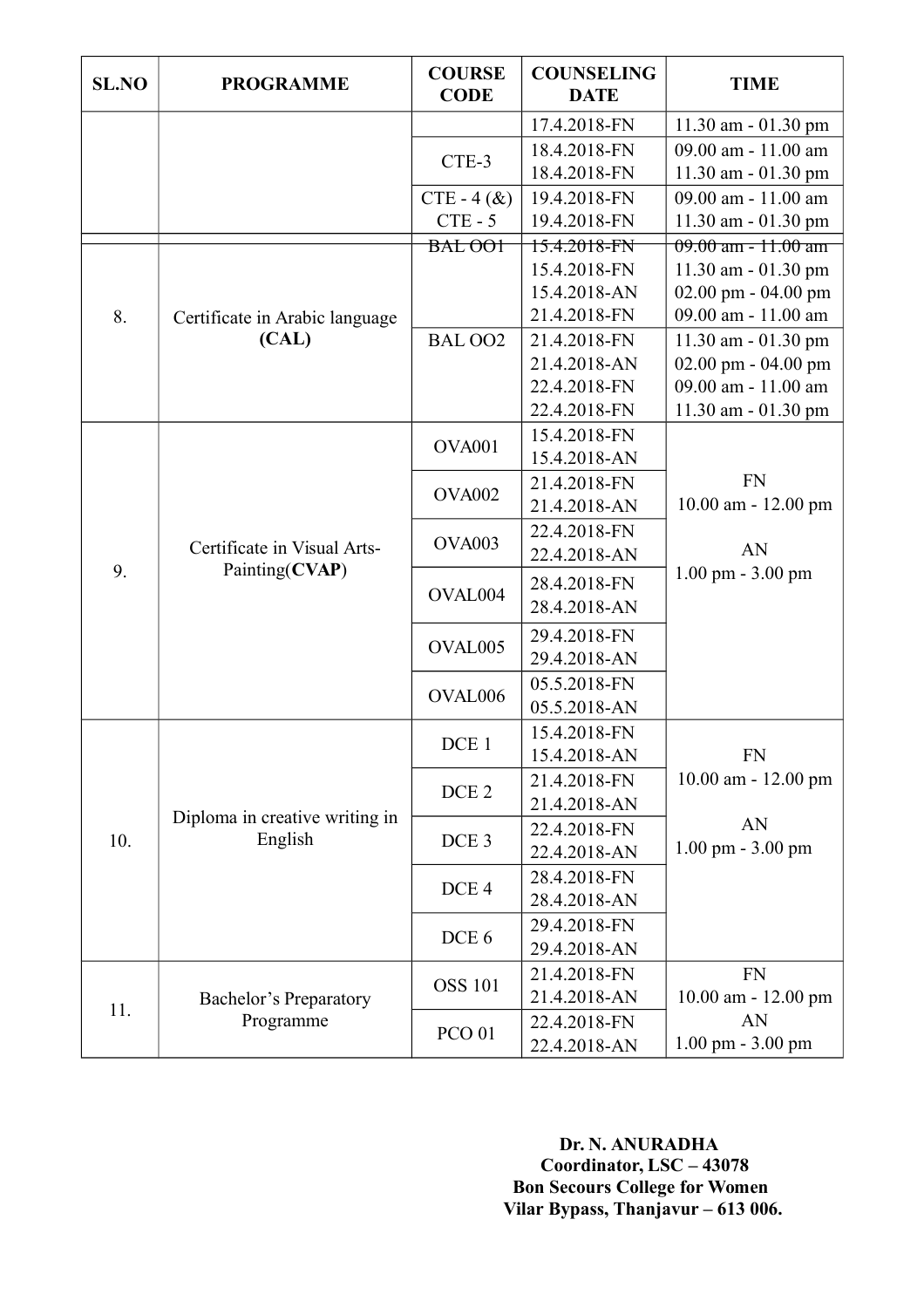| SL.NO | PROGRAMME | COURSE CODE | COUNSELING DATE | TIME |
|---|---|---|---|---|
| | | | 17.4.2018-FN | 11.30 am - 01.30 pm |
| | | CTE-3 | 18.4.2018-FN<br>18.4.2018-FN | 09.00 am - 11.00 am<br>11.30 am - 01.30 pm |
| | | CTE - 4 (&)<br>CTE - 5 | 19.4.2018-FN<br>19.4.2018-FN | 09.00 am - 11.00 am<br>11.30 am - 01.30 pm |
| 8. | Certificate in Arabic language **(CAL)** | BAL OO1 | 15.4.2018-FN<br>15.4.2018-FN<br>15.4.2018-AN<br>21.4.2018-FN | 09.00 am - 11.00 am<br>11.30 am - 01.30 pm<br>02.00 pm - 04.00 pm<br>09.00 am - 11.00 am |
| | | BAL OO2 | 21.4.2018-FN<br>21.4.2018-AN<br>22.4.2018-FN<br>22.4.2018-FN | 11.30 am - 01.30 pm<br>02.00 pm - 04.00 pm<br>09.00 am - 11.00 am<br>11.30 am - 01.30 pm |
| 9. | Certificate in Visual Arts-Painting(**CVAP**) | OVA001 | 15.4.2018-FN<br>15.4.2018-AN | FN<br>10.00 am - 12.00 pm<br><br>AN<br>1.00 pm - 3.00 pm |
| | | OVA002 | 21.4.2018-FN<br>21.4.2018-AN | |
| | | OVA003 | 22.4.2018-FN<br>22.4.2018-AN | |
| | | OVAL004 | 28.4.2018-FN<br>28.4.2018-AN | |
| | | OVAL005 | 29.4.2018-FN<br>29.4.2018-AN | |
| | | OVAL006 | 05.5.2018-FN<br>05.5.2018-AN | |
| 10. | Diploma in creative writing in English | DCE 1 | 15.4.2018-FN<br>15.4.2018-AN | FN<br>10.00 am - 12.00 pm<br><br>AN<br>1.00 pm - 3.00 pm |
| | | DCE 2 | 21.4.2018-FN<br>21.4.2018-AN | |
| | | DCE 3 | 22.4.2018-FN<br>22.4.2018-AN | |
| | | DCE 4 | 28.4.2018-FN<br>28.4.2018-AN | |
| | | DCE 6 | 29.4.2018-FN<br>29.4.2018-AN | |
| 11. | Bachelor's Preparatory Programme | OSS 101 | 21.4.2018-FN<br>21.4.2018-AN | FN<br>10.00 am - 12.00 pm<br>AN<br>1.00 pm - 3.00 pm |
| | | PCO 01 | 22.4.2018-FN<br>22.4.2018-AN | |

**Dr. N. ANURADHA**
**Coordinator, LSC – 43078**
**Bon Secours College for Women**
**Vilar Bypass, Thanjavur – 613 006.**